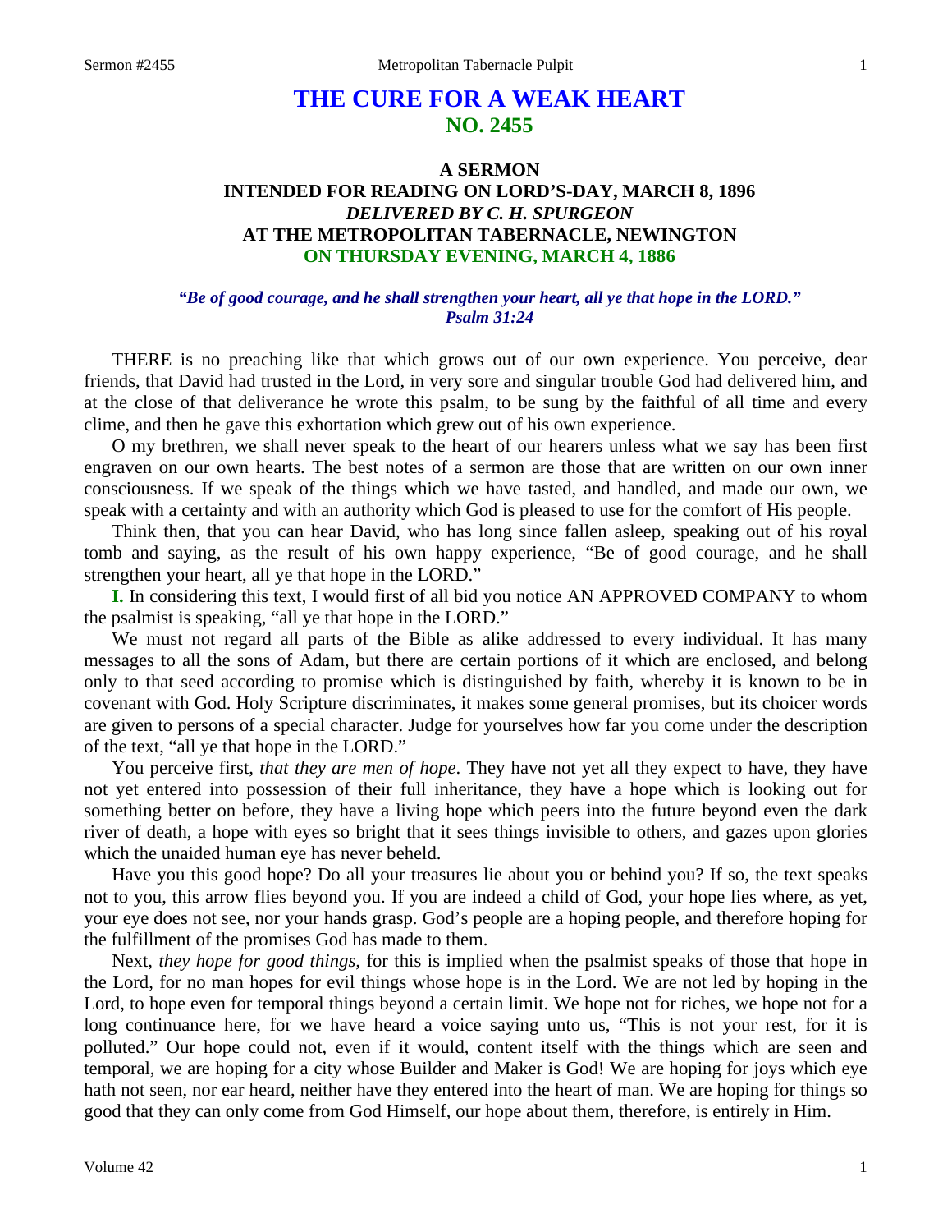# THE CURE FOR A WEAK HEART
## NO. 2455

### A SERMON
### INTENDED FOR READING ON LORD'S-DAY, MARCH 8, 1896
### *DELIVERED BY C. H. SPURGEON*
### AT THE METROPOLITAN TABERNACLE, NEWINGTON
### ON THURSDAY EVENING, MARCH 4, 1886

***"Be of good courage, and he shall strengthen your heart, all ye that hope in the LORD." Psalm 31:24***

THERE is no preaching like that which grows out of our own experience. You perceive, dear friends, that David had trusted in the Lord, in very sore and singular trouble God had delivered him, and at the close of that deliverance he wrote this psalm, to be sung by the faithful of all time and every clime, and then he gave this exhortation which grew out of his own experience.

O my brethren, we shall never speak to the heart of our hearers unless what we say has been first engraven on our own hearts. The best notes of a sermon are those that are written on our own inner consciousness. If we speak of the things which we have tasted, and handled, and made our own, we speak with a certainty and with an authority which God is pleased to use for the comfort of His people.

Think then, that you can hear David, who has long since fallen asleep, speaking out of his royal tomb and saying, as the result of his own happy experience, "Be of good courage, and he shall strengthen your heart, all ye that hope in the LORD."

**I.** In considering this text, I would first of all bid you notice AN APPROVED COMPANY to whom the psalmist is speaking, "all ye that hope in the LORD."

We must not regard all parts of the Bible as alike addressed to every individual. It has many messages to all the sons of Adam, but there are certain portions of it which are enclosed, and belong only to that seed according to promise which is distinguished by faith, whereby it is known to be in covenant with God. Holy Scripture discriminates, it makes some general promises, but its choicer words are given to persons of a special character. Judge for yourselves how far you come under the description of the text, "all ye that hope in the LORD."

You perceive first, *that they are men of hope*. They have not yet all they expect to have, they have not yet entered into possession of their full inheritance, they have a hope which is looking out for something better on before, they have a living hope which peers into the future beyond even the dark river of death, a hope with eyes so bright that it sees things invisible to others, and gazes upon glories which the unaided human eye has never beheld.

Have you this good hope? Do all your treasures lie about you or behind you? If so, the text speaks not to you, this arrow flies beyond you. If you are indeed a child of God, your hope lies where, as yet, your eye does not see, nor your hands grasp. God's people are a hoping people, and therefore hoping for the fulfillment of the promises God has made to them.

Next, *they hope for good things,* for this is implied when the psalmist speaks of those that hope in the Lord, for no man hopes for evil things whose hope is in the Lord. We are not led by hoping in the Lord, to hope even for temporal things beyond a certain limit. We hope not for riches, we hope not for a long continuance here, for we have heard a voice saying unto us, "This is not your rest, for it is polluted." Our hope could not, even if it would, content itself with the things which are seen and temporal, we are hoping for a city whose Builder and Maker is God! We are hoping for joys which eye hath not seen, nor ear heard, neither have they entered into the heart of man. We are hoping for things so good that they can only come from God Himself, our hope about them, therefore, is entirely in Him.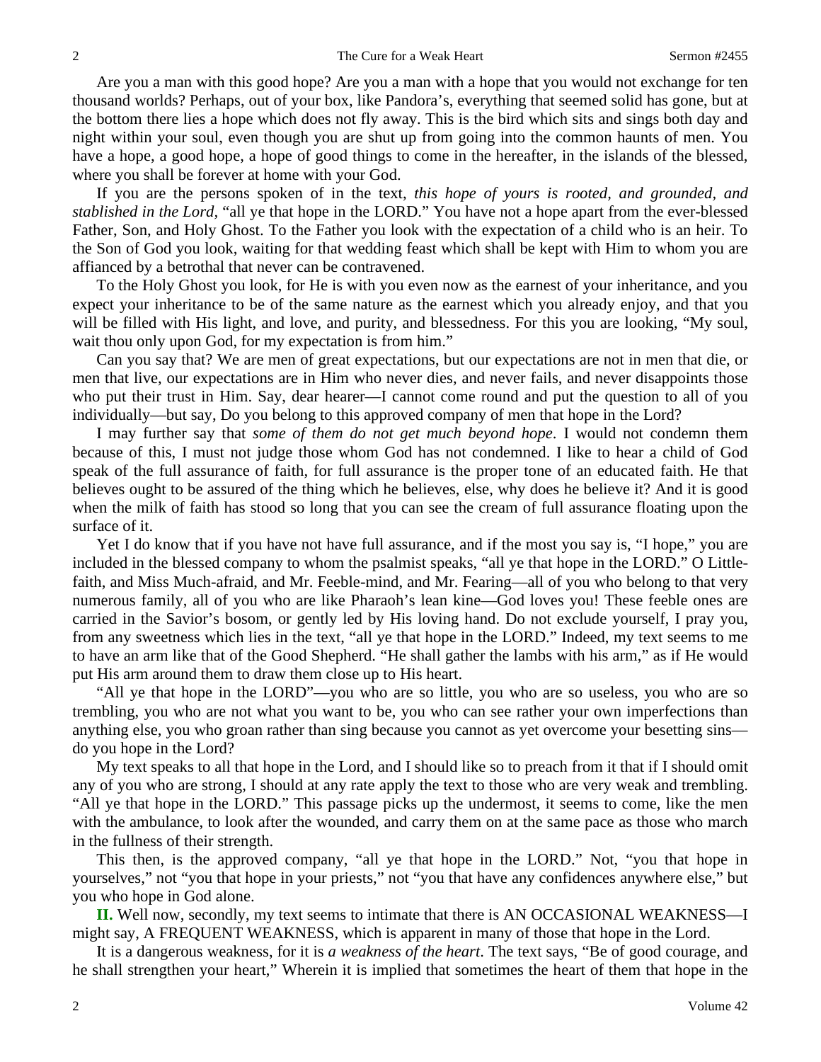Are you a man with this good hope? Are you a man with a hope that you would not exchange for ten thousand worlds? Perhaps, out of your box, like Pandora's, everything that seemed solid has gone, but at the bottom there lies a hope which does not fly away. This is the bird which sits and sings both day and night within your soul, even though you are shut up from going into the common haunts of men. You have a hope, a good hope, a hope of good things to come in the hereafter, in the islands of the blessed, where you shall be forever at home with your God.

If you are the persons spoken of in the text, *this hope of yours is rooted, and grounded, and stablished in the Lord*, "all ye that hope in the LORD." You have not a hope apart from the ever-blessed Father, Son, and Holy Ghost. To the Father you look with the expectation of a child who is an heir. To the Son of God you look, waiting for that wedding feast which shall be kept with Him to whom you are affianced by a betrothal that never can be contravened.

To the Holy Ghost you look, for He is with you even now as the earnest of your inheritance, and you expect your inheritance to be of the same nature as the earnest which you already enjoy, and that you will be filled with His light, and love, and purity, and blessedness. For this you are looking, "My soul, wait thou only upon God, for my expectation is from him."

Can you say that? We are men of great expectations, but our expectations are not in men that die, or men that live, our expectations are in Him who never dies, and never fails, and never disappoints those who put their trust in Him. Say, dear hearer—I cannot come round and put the question to all of you individually—but say, Do you belong to this approved company of men that hope in the Lord?

I may further say that *some of them do not get much beyond hope*. I would not condemn them because of this, I must not judge those whom God has not condemned. I like to hear a child of God speak of the full assurance of faith, for full assurance is the proper tone of an educated faith. He that believes ought to be assured of the thing which he believes, else, why does he believe it? And it is good when the milk of faith has stood so long that you can see the cream of full assurance floating upon the surface of it.

Yet I do know that if you have not have full assurance, and if the most you say is, "I hope," you are included in the blessed company to whom the psalmist speaks, "all ye that hope in the LORD." O Little-faith, and Miss Much-afraid, and Mr. Feeble-mind, and Mr. Fearing—all of you who belong to that very numerous family, all of you who are like Pharaoh's lean kine—God loves you! These feeble ones are carried in the Savior's bosom, or gently led by His loving hand. Do not exclude yourself, I pray you, from any sweetness which lies in the text, "all ye that hope in the LORD." Indeed, my text seems to me to have an arm like that of the Good Shepherd. "He shall gather the lambs with his arm," as if He would put His arm around them to draw them close up to His heart.

"All ye that hope in the LORD"—you who are so little, you who are so useless, you who are so trembling, you who are not what you want to be, you who can see rather your own imperfections than anything else, you who groan rather than sing because you cannot as yet overcome your besetting sins—do you hope in the Lord?

My text speaks to all that hope in the Lord, and I should like so to preach from it that if I should omit any of you who are strong, I should at any rate apply the text to those who are very weak and trembling. "All ye that hope in the LORD." This passage picks up the undermost, it seems to come, like the men with the ambulance, to look after the wounded, and carry them on at the same pace as those who march in the fullness of their strength.

This then, is the approved company, "all ye that hope in the LORD." Not, "you that hope in yourselves," not "you that hope in your priests," not "you that have any confidences anywhere else," but you who hope in God alone.

**II.** Well now, secondly, my text seems to intimate that there is AN OCCASIONAL WEAKNESS—I might say, A FREQUENT WEAKNESS, which is apparent in many of those that hope in the Lord.

It is a dangerous weakness, for it is *a weakness of the heart*. The text says, "Be of good courage, and he shall strengthen your heart," Wherein it is implied that sometimes the heart of them that hope in the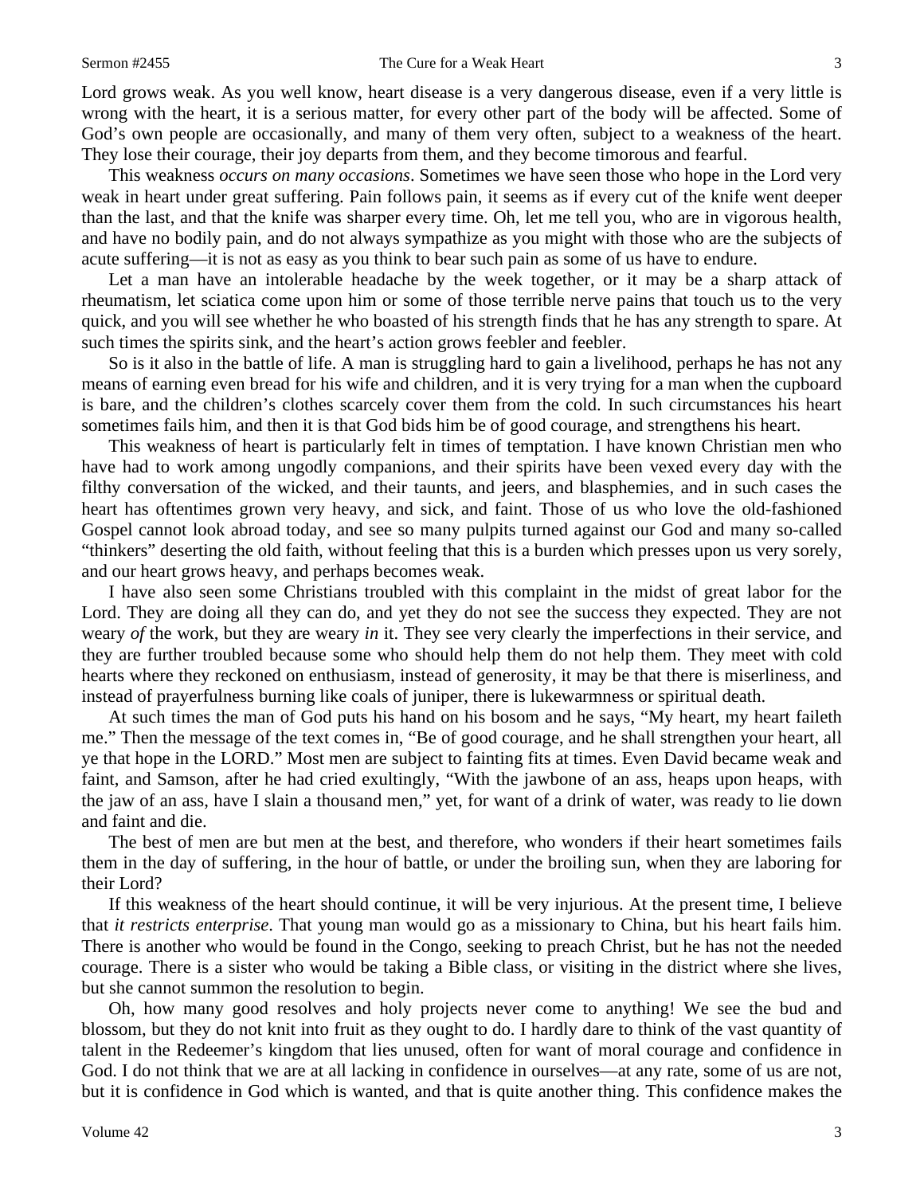Lord grows weak. As you well know, heart disease is a very dangerous disease, even if a very little is wrong with the heart, it is a serious matter, for every other part of the body will be affected. Some of God's own people are occasionally, and many of them very often, subject to a weakness of the heart. They lose their courage, their joy departs from them, and they become timorous and fearful.

This weakness *occurs on many occasions*. Sometimes we have seen those who hope in the Lord very weak in heart under great suffering. Pain follows pain, it seems as if every cut of the knife went deeper than the last, and that the knife was sharper every time. Oh, let me tell you, who are in vigorous health, and have no bodily pain, and do not always sympathize as you might with those who are the subjects of acute suffering—it is not as easy as you think to bear such pain as some of us have to endure.

Let a man have an intolerable headache by the week together, or it may be a sharp attack of rheumatism, let sciatica come upon him or some of those terrible nerve pains that touch us to the very quick, and you will see whether he who boasted of his strength finds that he has any strength to spare. At such times the spirits sink, and the heart's action grows feebler and feebler.

So is it also in the battle of life. A man is struggling hard to gain a livelihood, perhaps he has not any means of earning even bread for his wife and children, and it is very trying for a man when the cupboard is bare, and the children's clothes scarcely cover them from the cold. In such circumstances his heart sometimes fails him, and then it is that God bids him be of good courage, and strengthens his heart.

This weakness of heart is particularly felt in times of temptation. I have known Christian men who have had to work among ungodly companions, and their spirits have been vexed every day with the filthy conversation of the wicked, and their taunts, and jeers, and blasphemies, and in such cases the heart has oftentimes grown very heavy, and sick, and faint. Those of us who love the old-fashioned Gospel cannot look abroad today, and see so many pulpits turned against our God and many so-called "thinkers" deserting the old faith, without feeling that this is a burden which presses upon us very sorely, and our heart grows heavy, and perhaps becomes weak.

I have also seen some Christians troubled with this complaint in the midst of great labor for the Lord. They are doing all they can do, and yet they do not see the success they expected. They are not weary *of* the work, but they are weary *in* it. They see very clearly the imperfections in their service, and they are further troubled because some who should help them do not help them. They meet with cold hearts where they reckoned on enthusiasm, instead of generosity, it may be that there is miserliness, and instead of prayerfulness burning like coals of juniper, there is lukewarmness or spiritual death.

At such times the man of God puts his hand on his bosom and he says, "My heart, my heart faileth me." Then the message of the text comes in, "Be of good courage, and he shall strengthen your heart, all ye that hope in the LORD." Most men are subject to fainting fits at times. Even David became weak and faint, and Samson, after he had cried exultingly, "With the jawbone of an ass, heaps upon heaps, with the jaw of an ass, have I slain a thousand men," yet, for want of a drink of water, was ready to lie down and faint and die.

The best of men are but men at the best, and therefore, who wonders if their heart sometimes fails them in the day of suffering, in the hour of battle, or under the broiling sun, when they are laboring for their Lord?

If this weakness of the heart should continue, it will be very injurious. At the present time, I believe that *it restricts enterprise*. That young man would go as a missionary to China, but his heart fails him. There is another who would be found in the Congo, seeking to preach Christ, but he has not the needed courage. There is a sister who would be taking a Bible class, or visiting in the district where she lives, but she cannot summon the resolution to begin.

Oh, how many good resolves and holy projects never come to anything! We see the bud and blossom, but they do not knit into fruit as they ought to do. I hardly dare to think of the vast quantity of talent in the Redeemer's kingdom that lies unused, often for want of moral courage and confidence in God. I do not think that we are at all lacking in confidence in ourselves—at any rate, some of us are not, but it is confidence in God which is wanted, and that is quite another thing. This confidence makes the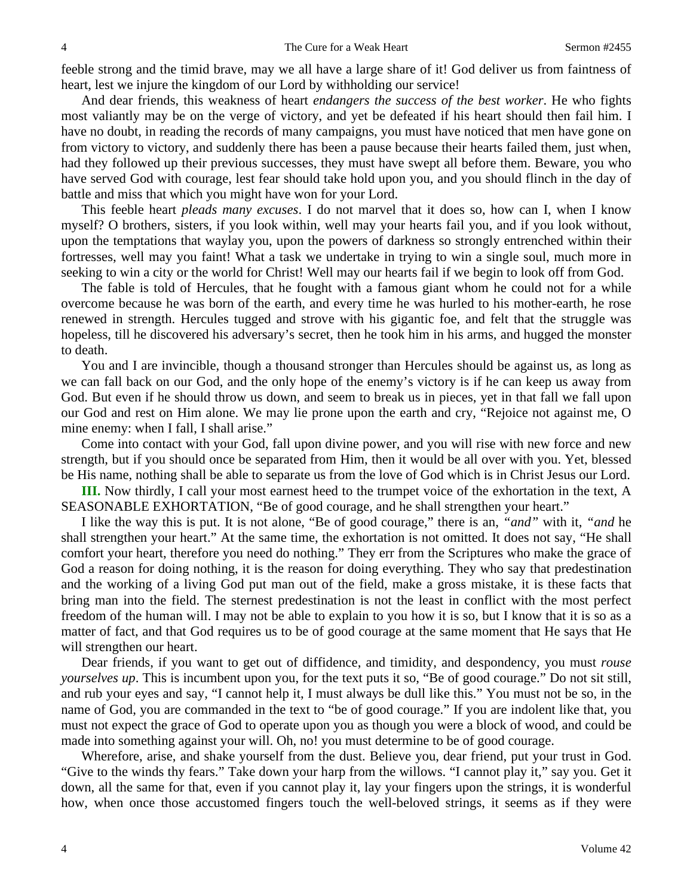feeble strong and the timid brave, may we all have a large share of it! God deliver us from faintness of heart, lest we injure the kingdom of our Lord by withholding our service!

And dear friends, this weakness of heart *endangers the success of the best worker*. He who fights most valiantly may be on the verge of victory, and yet be defeated if his heart should then fail him. I have no doubt, in reading the records of many campaigns, you must have noticed that men have gone on from victory to victory, and suddenly there has been a pause because their hearts failed them, just when, had they followed up their previous successes, they must have swept all before them. Beware, you who have served God with courage, lest fear should take hold upon you, and you should flinch in the day of battle and miss that which you might have won for your Lord.

This feeble heart *pleads many excuses*. I do not marvel that it does so, how can I, when I know myself? O brothers, sisters, if you look within, well may your hearts fail you, and if you look without, upon the temptations that waylay you, upon the powers of darkness so strongly entrenched within their fortresses, well may you faint! What a task we undertake in trying to win a single soul, much more in seeking to win a city or the world for Christ! Well may our hearts fail if we begin to look off from God.

The fable is told of Hercules, that he fought with a famous giant whom he could not for a while overcome because he was born of the earth, and every time he was hurled to his mother-earth, he rose renewed in strength. Hercules tugged and strove with his gigantic foe, and felt that the struggle was hopeless, till he discovered his adversary's secret, then he took him in his arms, and hugged the monster to death.

You and I are invincible, though a thousand stronger than Hercules should be against us, as long as we can fall back on our God, and the only hope of the enemy's victory is if he can keep us away from God. But even if he should throw us down, and seem to break us in pieces, yet in that fall we fall upon our God and rest on Him alone. We may lie prone upon the earth and cry, "Rejoice not against me, O mine enemy: when I fall, I shall arise."

Come into contact with your God, fall upon divine power, and you will rise with new force and new strength, but if you should once be separated from Him, then it would be all over with you. Yet, blessed be His name, nothing shall be able to separate us from the love of God which is in Christ Jesus our Lord.

**III.** Now thirdly, I call your most earnest heed to the trumpet voice of the exhortation in the text, A SEASONABLE EXHORTATION, "Be of good courage, and he shall strengthen your heart."

I like the way this is put. It is not alone, "Be of good courage," there is an, *"and"* with it, *"and* he shall strengthen your heart." At the same time, the exhortation is not omitted. It does not say, "He shall comfort your heart, therefore you need do nothing." They err from the Scriptures who make the grace of God a reason for doing nothing, it is the reason for doing everything. They who say that predestination and the working of a living God put man out of the field, make a gross mistake, it is these facts that bring man into the field. The sternest predestination is not the least in conflict with the most perfect freedom of the human will. I may not be able to explain to you how it is so, but I know that it is so as a matter of fact, and that God requires us to be of good courage at the same moment that He says that He will strengthen our heart.

Dear friends, if you want to get out of diffidence, and timidity, and despondency, you must *rouse yourselves up*. This is incumbent upon you, for the text puts it so, "Be of good courage." Do not sit still, and rub your eyes and say, "I cannot help it, I must always be dull like this." You must not be so, in the name of God, you are commanded in the text to "be of good courage." If you are indolent like that, you must not expect the grace of God to operate upon you as though you were a block of wood, and could be made into something against your will. Oh, no! you must determine to be of good courage.

Wherefore, arise, and shake yourself from the dust. Believe you, dear friend, put your trust in God. "Give to the winds thy fears." Take down your harp from the willows. "I cannot play it," say you. Get it down, all the same for that, even if you cannot play it, lay your fingers upon the strings, it is wonderful how, when once those accustomed fingers touch the well-beloved strings, it seems as if they were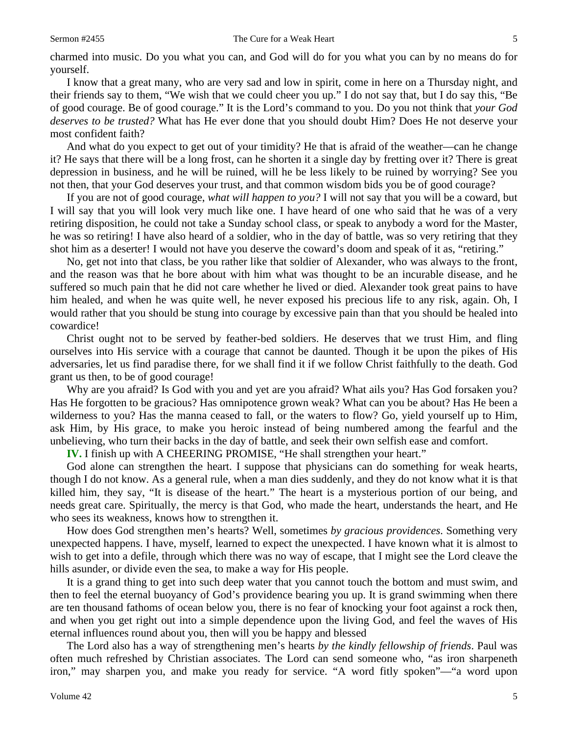charmed into music. Do you what you can, and God will do for you what you can by no means do for yourself.

I know that a great many, who are very sad and low in spirit, come in here on a Thursday night, and their friends say to them, "We wish that we could cheer you up." I do not say that, but I do say this, "Be of good courage. Be of good courage." It is the Lord's command to you. Do you not think that *your God deserves to be trusted?* What has He ever done that you should doubt Him? Does He not deserve your most confident faith?

And what do you expect to get out of your timidity? He that is afraid of the weather—can he change it? He says that there will be a long frost, can he shorten it a single day by fretting over it? There is great depression in business, and he will be ruined, will he be less likely to be ruined by worrying? See you not then, that your God deserves your trust, and that common wisdom bids you be of good courage?

If you are not of good courage, *what will happen to you?* I will not say that you will be a coward, but I will say that you will look very much like one. I have heard of one who said that he was of a very retiring disposition, he could not take a Sunday school class, or speak to anybody a word for the Master, he was so retiring! I have also heard of a soldier, who in the day of battle, was so very retiring that they shot him as a deserter! I would not have you deserve the coward's doom and speak of it as, "retiring."

No, get not into that class, be you rather like that soldier of Alexander, who was always to the front, and the reason was that he bore about with him what was thought to be an incurable disease, and he suffered so much pain that he did not care whether he lived or died. Alexander took great pains to have him healed, and when he was quite well, he never exposed his precious life to any risk, again. Oh, I would rather that you should be stung into courage by excessive pain than that you should be healed into cowardice!

Christ ought not to be served by feather-bed soldiers. He deserves that we trust Him, and fling ourselves into His service with a courage that cannot be daunted. Though it be upon the pikes of His adversaries, let us find paradise there, for we shall find it if we follow Christ faithfully to the death. God grant us then, to be of good courage!

Why are you afraid? Is God with you and yet are you afraid? What ails you? Has God forsaken you? Has He forgotten to be gracious? Has omnipotence grown weak? What can you be about? Has He been a wilderness to you? Has the manna ceased to fall, or the waters to flow? Go, yield yourself up to Him, ask Him, by His grace, to make you heroic instead of being numbered among the fearful and the unbelieving, who turn their backs in the day of battle, and seek their own selfish ease and comfort.

**IV.** I finish up with A CHEERING PROMISE, "He shall strengthen your heart."

God alone can strengthen the heart. I suppose that physicians can do something for weak hearts, though I do not know. As a general rule, when a man dies suddenly, and they do not know what it is that killed him, they say, "It is disease of the heart." The heart is a mysterious portion of our being, and needs great care. Spiritually, the mercy is that God, who made the heart, understands the heart, and He who sees its weakness, knows how to strengthen it.

How does God strengthen men's hearts? Well, sometimes *by gracious providences*. Something very unexpected happens. I have, myself, learned to expect the unexpected. I have known what it is almost to wish to get into a defile, through which there was no way of escape, that I might see the Lord cleave the hills asunder, or divide even the sea, to make a way for His people.

It is a grand thing to get into such deep water that you cannot touch the bottom and must swim, and then to feel the eternal buoyancy of God's providence bearing you up. It is grand swimming when there are ten thousand fathoms of ocean below you, there is no fear of knocking your foot against a rock then, and when you get right out into a simple dependence upon the living God, and feel the waves of His eternal influences round about you, then will you be happy and blessed

The Lord also has a way of strengthening men's hearts *by the kindly fellowship of friends*. Paul was often much refreshed by Christian associates. The Lord can send someone who, "as iron sharpeneth iron," may sharpen you, and make you ready for service. "A word fitly spoken"—"a word upon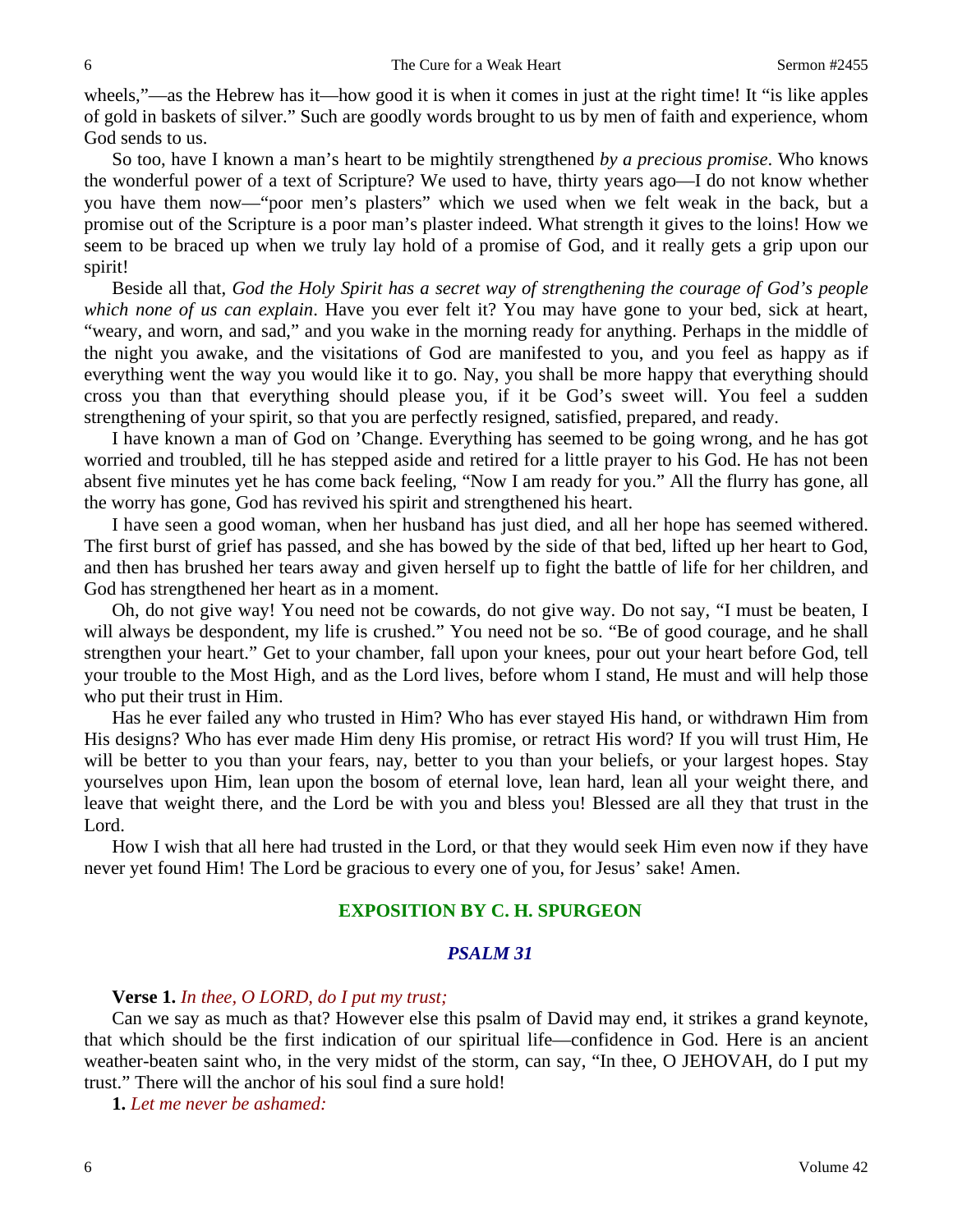wheels,"—as the Hebrew has it—how good it is when it comes in just at the right time! It "is like apples of gold in baskets of silver." Such are goodly words brought to us by men of faith and experience, whom God sends to us.

So too, have I known a man's heart to be mightily strengthened *by a precious promise*. Who knows the wonderful power of a text of Scripture? We used to have, thirty years ago—I do not know whether you have them now—"poor men's plasters" which we used when we felt weak in the back, but a promise out of the Scripture is a poor man's plaster indeed. What strength it gives to the loins! How we seem to be braced up when we truly lay hold of a promise of God, and it really gets a grip upon our spirit!

Beside all that, *God the Holy Spirit has a secret way of strengthening the courage of God's people which none of us can explain*. Have you ever felt it? You may have gone to your bed, sick at heart, "weary, and worn, and sad," and you wake in the morning ready for anything. Perhaps in the middle of the night you awake, and the visitations of God are manifested to you, and you feel as happy as if everything went the way you would like it to go. Nay, you shall be more happy that everything should cross you than that everything should please you, if it be God's sweet will. You feel a sudden strengthening of your spirit, so that you are perfectly resigned, satisfied, prepared, and ready.

I have known a man of God on 'Change. Everything has seemed to be going wrong, and he has got worried and troubled, till he has stepped aside and retired for a little prayer to his God. He has not been absent five minutes yet he has come back feeling, "Now I am ready for you." All the flurry has gone, all the worry has gone, God has revived his spirit and strengthened his heart.

I have seen a good woman, when her husband has just died, and all her hope has seemed withered. The first burst of grief has passed, and she has bowed by the side of that bed, lifted up her heart to God, and then has brushed her tears away and given herself up to fight the battle of life for her children, and God has strengthened her heart as in a moment.

Oh, do not give way! You need not be cowards, do not give way. Do not say, "I must be beaten, I will always be despondent, my life is crushed." You need not be so. "Be of good courage, and he shall strengthen your heart." Get to your chamber, fall upon your knees, pour out your heart before God, tell your trouble to the Most High, and as the Lord lives, before whom I stand, He must and will help those who put their trust in Him.

Has he ever failed any who trusted in Him? Who has ever stayed His hand, or withdrawn Him from His designs? Who has ever made Him deny His promise, or retract His word? If you will trust Him, He will be better to you than your fears, nay, better to you than your beliefs, or your largest hopes. Stay yourselves upon Him, lean upon the bosom of eternal love, lean hard, lean all your weight there, and leave that weight there, and the Lord be with you and bless you! Blessed are all they that trust in the Lord.

How I wish that all here had trusted in the Lord, or that they would seek Him even now if they have never yet found Him! The Lord be gracious to every one of you, for Jesus' sake! Amen.

## EXPOSITION BY C. H. SPURGEON

### *PSALM 31*

**Verse 1.** *In thee, O LORD, do I put my trust;*

Can we say as much as that? However else this psalm of David may end, it strikes a grand keynote, that which should be the first indication of our spiritual life—confidence in God. Here is an ancient weather-beaten saint who, in the very midst of the storm, can say, "In thee, O JEHOVAH, do I put my trust." There will the anchor of his soul find a sure hold!

**1.** *Let me never be ashamed:*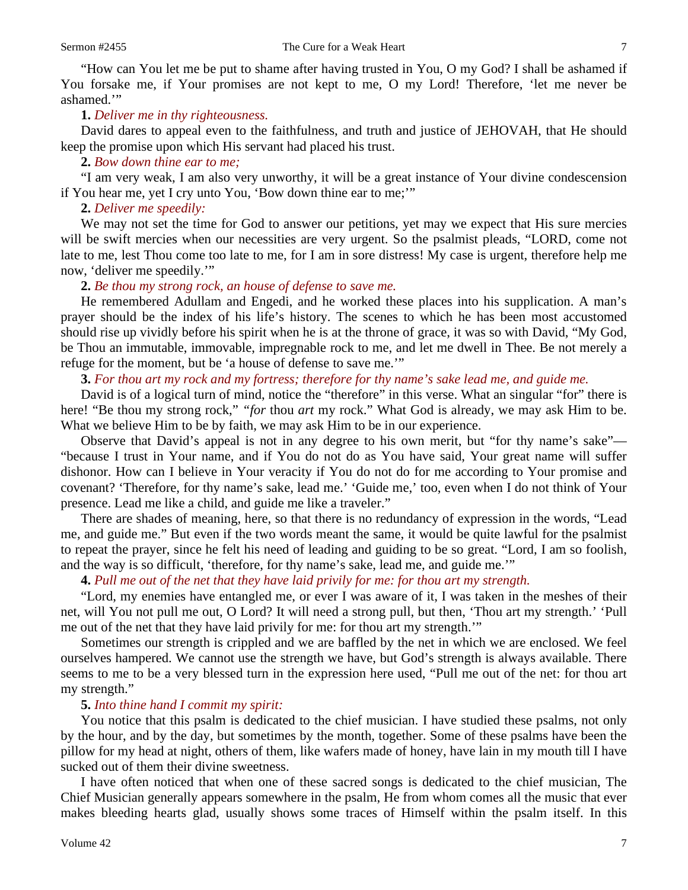"How can You let me be put to shame after having trusted in You, O my God? I shall be ashamed if You forsake me, if Your promises are not kept to me, O my Lord! Therefore, 'let me never be ashamed.'"

**1.** *Deliver me in thy righteousness.*

David dares to appeal even to the faithfulness, and truth and justice of JEHOVAH, that He should keep the promise upon which His servant had placed his trust.

**2.** *Bow down thine ear to me;*

"I am very weak, I am also very unworthy, it will be a great instance of Your divine condescension if You hear me, yet I cry unto You, 'Bow down thine ear to me;'"

**2.** *Deliver me speedily:*

We may not set the time for God to answer our petitions, yet may we expect that His sure mercies will be swift mercies when our necessities are very urgent. So the psalmist pleads, "LORD, come not late to me, lest Thou come too late to me, for I am in sore distress! My case is urgent, therefore help me now, 'deliver me speedily.'"

**2.** *Be thou my strong rock, an house of defense to save me.*

He remembered Adullam and Engedi, and he worked these places into his supplication. A man's prayer should be the index of his life's history. The scenes to which he has been most accustomed should rise up vividly before his spirit when he is at the throne of grace, it was so with David, "My God, be Thou an immutable, immovable, impregnable rock to me, and let me dwell in Thee. Be not merely a refuge for the moment, but be 'a house of defense to save me.'"

**3.** *For thou art my rock and my fortress; therefore for thy name's sake lead me, and guide me.*

David is of a logical turn of mind, notice the "therefore" in this verse. What an singular "for" there is here! "Be thou my strong rock," "*for* thou *art* my rock." What God is already, we may ask Him to be. What we believe Him to be by faith, we may ask Him to be in our experience.

Observe that David's appeal is not in any degree to his own merit, but "for thy name's sake"—"because I trust in Your name, and if You do not do as You have said, Your great name will suffer dishonor. How can I believe in Your veracity if You do not do for me according to Your promise and covenant? 'Therefore, for thy name's sake, lead me.' 'Guide me,' too, even when I do not think of Your presence. Lead me like a child, and guide me like a traveler."

There are shades of meaning, here, so that there is no redundancy of expression in the words, "Lead me, and guide me." But even if the two words meant the same, it would be quite lawful for the psalmist to repeat the prayer, since he felt his need of leading and guiding to be so great. "Lord, I am so foolish, and the way is so difficult, 'therefore, for thy name's sake, lead me, and guide me.'"

**4.** *Pull me out of the net that they have laid privily for me: for thou art my strength.*

"Lord, my enemies have entangled me, or ever I was aware of it, I was taken in the meshes of their net, will You not pull me out, O Lord? It will need a strong pull, but then, 'Thou art my strength.' 'Pull me out of the net that they have laid privily for me: for thou art my strength.'"

Sometimes our strength is crippled and we are baffled by the net in which we are enclosed. We feel ourselves hampered. We cannot use the strength we have, but God's strength is always available. There seems to me to be a very blessed turn in the expression here used, "Pull me out of the net: for thou art my strength."

**5.** *Into thine hand I commit my spirit:*

You notice that this psalm is dedicated to the chief musician. I have studied these psalms, not only by the hour, and by the day, but sometimes by the month, together. Some of these psalms have been the pillow for my head at night, others of them, like wafers made of honey, have lain in my mouth till I have sucked out of them their divine sweetness.

I have often noticed that when one of these sacred songs is dedicated to the chief musician, The Chief Musician generally appears somewhere in the psalm, He from whom comes all the music that ever makes bleeding hearts glad, usually shows some traces of Himself within the psalm itself. In this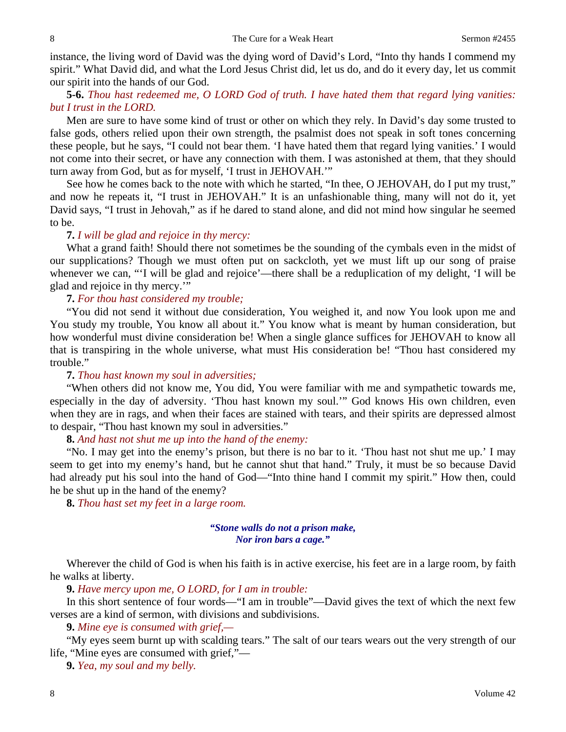instance, the living word of David was the dying word of David's Lord, "Into thy hands I commend my spirit." What David did, and what the Lord Jesus Christ did, let us do, and do it every day, let us commit our spirit into the hands of our God.

**5-6.** *Thou hast redeemed me, O LORD God of truth. I have hated them that regard lying vanities: but I trust in the LORD.*

Men are sure to have some kind of trust or other on which they rely. In David's day some trusted to false gods, others relied upon their own strength, the psalmist does not speak in soft tones concerning these people, but he says, "I could not bear them. 'I have hated them that regard lying vanities.' I would not come into their secret, or have any connection with them. I was astonished at them, that they should turn away from God, but as for myself, 'I trust in JEHOVAH.'"

See how he comes back to the note with which he started, "In thee, O JEHOVAH, do I put my trust," and now he repeats it, "I trust in JEHOVAH." It is an unfashionable thing, many will not do it, yet David says, "I trust in Jehovah," as if he dared to stand alone, and did not mind how singular he seemed to be.

**7.** *I will be glad and rejoice in thy mercy:*

What a grand faith! Should there not sometimes be the sounding of the cymbals even in the midst of our supplications? Though we must often put on sackcloth, yet we must lift up our song of praise whenever we can, "'I will be glad and rejoice'—there shall be a reduplication of my delight, 'I will be glad and rejoice in thy mercy.'"

**7.** *For thou hast considered my trouble;*

"You did not send it without due consideration, You weighed it, and now You look upon me and You study my trouble, You know all about it." You know what is meant by human consideration, but how wonderful must divine consideration be! When a single glance suffices for JEHOVAH to know all that is transpiring in the whole universe, what must His consideration be! "Thou hast considered my trouble."

**7.** *Thou hast known my soul in adversities;*

"When others did not know me, You did, You were familiar with me and sympathetic towards me, especially in the day of adversity. 'Thou hast known my soul.'" God knows His own children, even when they are in rags, and when their faces are stained with tears, and their spirits are depressed almost to despair, "Thou hast known my soul in adversities."

**8.** *And hast not shut me up into the hand of the enemy:*

"No. I may get into the enemy's prison, but there is no bar to it. 'Thou hast not shut me up.' I may seem to get into my enemy's hand, but he cannot shut that hand." Truly, it must be so because David had already put his soul into the hand of God—"Into thine hand I commit my spirit." How then, could he be shut up in the hand of the enemy?

**8.** *Thou hast set my feet in a large room.*

> ***"Stone walls do not a prison make,***
> ***Nor iron bars a cage."***

Wherever the child of God is when his faith is in active exercise, his feet are in a large room, by faith he walks at liberty.

**9.** *Have mercy upon me, O LORD, for I am in trouble:*

In this short sentence of four words—"I am in trouble"—David gives the text of which the next few verses are a kind of sermon, with divisions and subdivisions.

**9.** *Mine eye is consumed with grief,—*

"My eyes seem burnt up with scalding tears." The salt of our tears wears out the very strength of our life, "Mine eyes are consumed with grief,"—

**9.** *Yea, my soul and my belly.*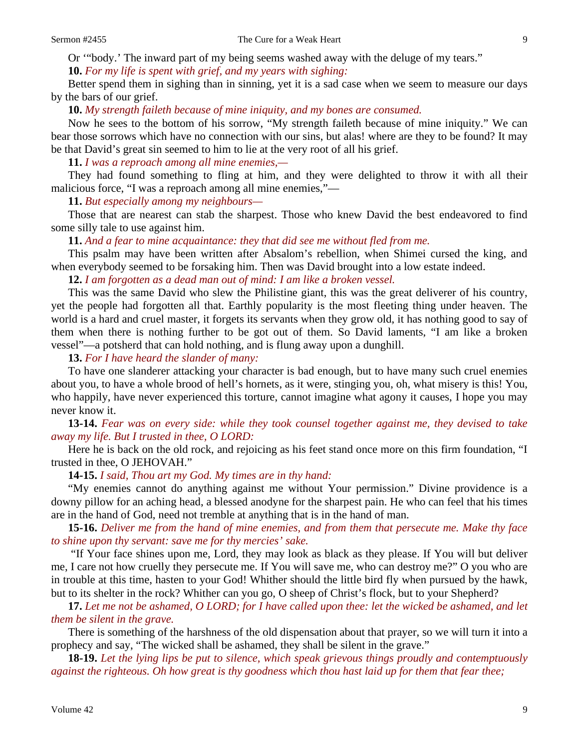Or '"body.' The inward part of my being seems washed away with the deluge of my tears."

**10.** *For my life is spent with grief, and my years with sighing:*

Better spend them in sighing than in sinning, yet it is a sad case when we seem to measure our days by the bars of our grief.

**10.** *My strength faileth because of mine iniquity, and my bones are consumed.*

Now he sees to the bottom of his sorrow, "My strength faileth because of mine iniquity." We can bear those sorrows which have no connection with our sins, but alas! where are they to be found? It may be that David's great sin seemed to him to lie at the very root of all his grief.

**11.** *I was a reproach among all mine enemies,—*

They had found something to fling at him, and they were delighted to throw it with all their malicious force, "I was a reproach among all mine enemies,"—

**11.** *But especially among my neighbours—*

Those that are nearest can stab the sharpest. Those who knew David the best endeavored to find some silly tale to use against him.

**11.** *And a fear to mine acquaintance: they that did see me without fled from me.*

This psalm may have been written after Absalom's rebellion, when Shimei cursed the king, and when everybody seemed to be forsaking him. Then was David brought into a low estate indeed.

**12.** *I am forgotten as a dead man out of mind: I am like a broken vessel.*

This was the same David who slew the Philistine giant, this was the great deliverer of his country, yet the people had forgotten all that. Earthly popularity is the most fleeting thing under heaven. The world is a hard and cruel master, it forgets its servants when they grow old, it has nothing good to say of them when there is nothing further to be got out of them. So David laments, "I am like a broken vessel"—a potsherd that can hold nothing, and is flung away upon a dunghill.

**13.** *For I have heard the slander of many:*

To have one slanderer attacking your character is bad enough, but to have many such cruel enemies about you, to have a whole brood of hell's hornets, as it were, stinging you, oh, what misery is this! You, who happily, have never experienced this torture, cannot imagine what agony it causes, I hope you may never know it.

**13-14.** *Fear was on every side: while they took counsel together against me, they devised to take away my life. But I trusted in thee, O LORD:*

Here he is back on the old rock, and rejoicing as his feet stand once more on this firm foundation, "I trusted in thee, O JEHOVAH."

**14-15.** *I said, Thou art my God. My times are in thy hand:*

"My enemies cannot do anything against me without Your permission." Divine providence is a downy pillow for an aching head, a blessed anodyne for the sharpest pain. He who can feel that his times are in the hand of God, need not tremble at anything that is in the hand of man.

**15-16.** *Deliver me from the hand of mine enemies, and from them that persecute me. Make thy face to shine upon thy servant: save me for thy mercies' sake.*

"If Your face shines upon me, Lord, they may look as black as they please. If You will but deliver me, I care not how cruelly they persecute me. If You will save me, who can destroy me?" O you who are in trouble at this time, hasten to your God! Whither should the little bird fly when pursued by the hawk, but to its shelter in the rock? Whither can you go, O sheep of Christ's flock, but to your Shepherd?

**17.** *Let me not be ashamed, O LORD; for I have called upon thee: let the wicked be ashamed, and let them be silent in the grave.*

There is something of the harshness of the old dispensation about that prayer, so we will turn it into a prophecy and say, "The wicked shall be ashamed, they shall be silent in the grave."

**18-19.** *Let the lying lips be put to silence, which speak grievous things proudly and contemptuously against the righteous. Oh how great is thy goodness which thou hast laid up for them that fear thee;*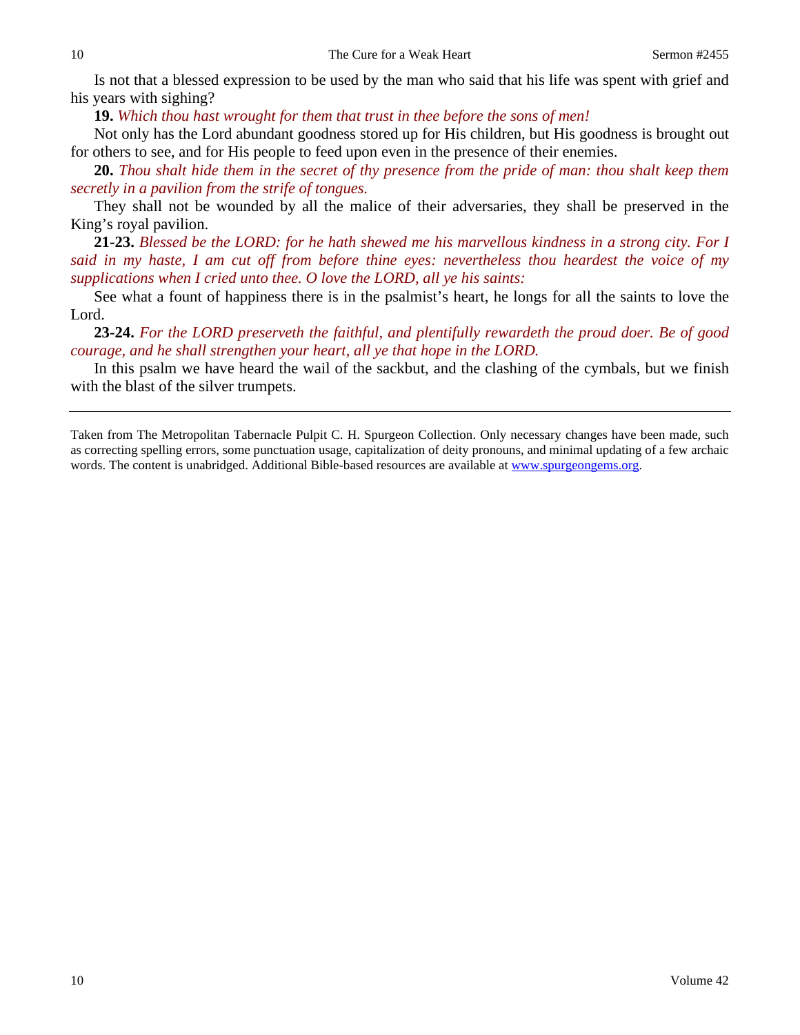Is not that a blessed expression to be used by the man who said that his life was spent with grief and his years with sighing?

**19.** *Which thou hast wrought for them that trust in thee before the sons of men!*

Not only has the Lord abundant goodness stored up for His children, but His goodness is brought out for others to see, and for His people to feed upon even in the presence of their enemies.

**20.** *Thou shalt hide them in the secret of thy presence from the pride of man: thou shalt keep them secretly in a pavilion from the strife of tongues.*

They shall not be wounded by all the malice of their adversaries, they shall be preserved in the King's royal pavilion.

**21-23.** *Blessed be the LORD: for he hath shewed me his marvellous kindness in a strong city. For I said in my haste, I am cut off from before thine eyes: nevertheless thou heardest the voice of my supplications when I cried unto thee. O love the LORD, all ye his saints:*

See what a fount of happiness there is in the psalmist's heart, he longs for all the saints to love the Lord.

**23-24.** *For the LORD preserveth the faithful, and plentifully rewardeth the proud doer. Be of good courage, and he shall strengthen your heart, all ye that hope in the LORD.*

In this psalm we have heard the wail of the sackbut, and the clashing of the cymbals, but we finish with the blast of the silver trumpets.

---

Taken from The Metropolitan Tabernacle Pulpit C. H. Spurgeon Collection. Only necessary changes have been made, such as correcting spelling errors, some punctuation usage, capitalization of deity pronouns, and minimal updating of a few archaic words. The content is unabridged. Additional Bible-based resources are available at [www.spurgeongems.org](http://www.spurgeongems.org).